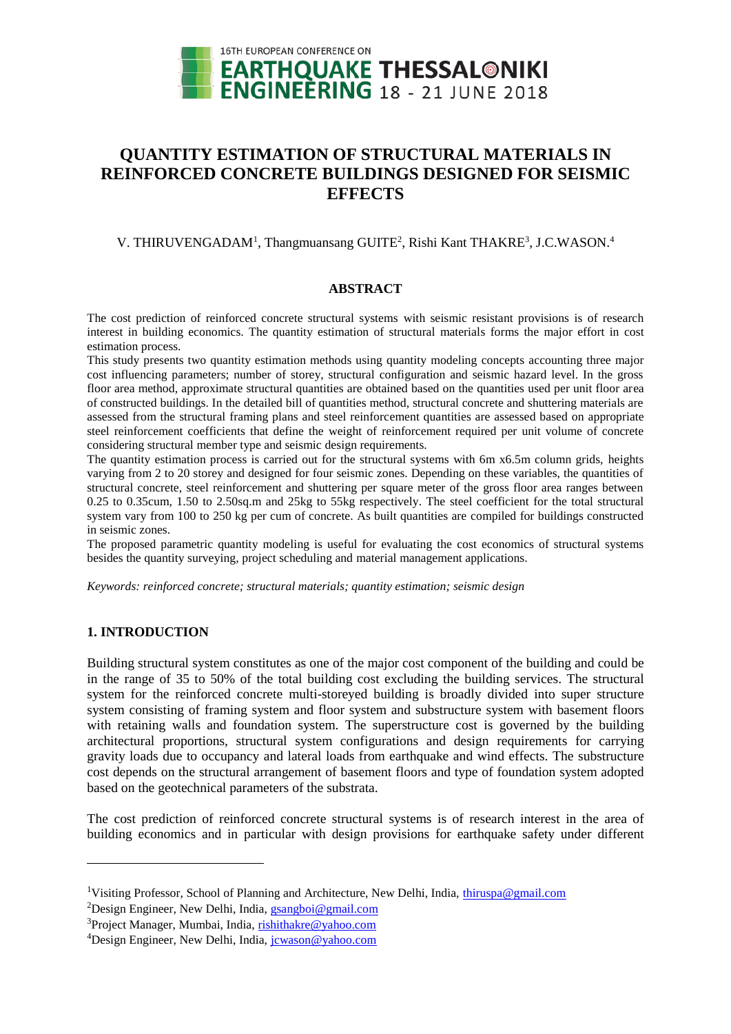# QUANTITY ESTIMATION OF STRUCTURAL MATERIALS IN REINFORCED CONCRETE BUILDINGS DESIGNED FOR SEISMIC EFFECTS

V. THIRUVENGADAM[1], Thangmuansang GUITE[2], Rishi Kant THAKRE[3], J.C.WASON.[4]

## ABSTRACT

The cost prediction of reinforced concrete structural systems with seismic resistant provisions is of research interest in building economics. The quantity estimation of structural materials forms the major effort in cost estimation process.

This study presents two quantity estimation methods using quantity modeling concepts accounting three major cost influencing parameters; number of storey, structural configuration and seismic hazard level. In the gross floor area method, approximate structural quantities are obtained based on the quantities used per unit floor area of constructed buildings. In the detailed bill of quantities method, structural concrete and shuttering materials are assessed from the structural framing plans and steel reinforcement quantities are assessed based on appropriate steel reinforcement coefficients that define the weight of reinforcement required per unit volume of concrete considering structural member type and seismic design requirements.

The quantity estimation process is carried out for the structural systems with 6m x6.5m column grids, heights varying from 2 to 20 storey and designed for four seismic zones. Depending on these variables, the quantities of structural concrete, steel reinforcement and shuttering per square meter of the gross floor area ranges between 0.25 to 0.35cum, 1.50 to 2.50sq.m and 25kg to 55kg respectively. The steel coefficient for the total structural system vary from 100 to 250 kg per cum of concrete. As built quantities are compiled for buildings constructed in seismic zones.

The proposed parametric quantity modeling is useful for evaluating the cost economics of structural systems besides the quantity surveying, project scheduling and material management applications.

*Keywords: reinforced concrete; structural materials; quantity estimation; seismic design*

## 1. INTRODUCTION

Building structural system constitutes as one of the major cost component of the building and could be in the range of 35 to 50% of the total building cost excluding the building services. The structural system for the reinforced concrete multi-storeyed building is broadly divided into super structure system consisting of framing system and floor system and substructure system with basement floors with retaining walls and foundation system. The superstructure cost is governed by the building architectural proportions, structural system configurations and design requirements for carrying gravity loads due to occupancy and lateral loads from earthquake and wind effects. The substructure cost depends on the structural arrangement of basement floors and type of foundation system adopted based on the geotechnical parameters of the substrata.

The cost prediction of reinforced concrete structural systems is of research interest in the area of building economics and in particular with design provisions for earthquake safety under different

---

[1]Visiting Professor, School of Planning and Architecture, New Delhi, India, thiruspa@gmail.com

[2]Design Engineer, New Delhi, India, gsangboi@gmail.com

[3]Project Manager, Mumbai, India, rishithakre@yahoo.com

[4]Design Engineer, New Delhi, India, jcwason@yahoo.com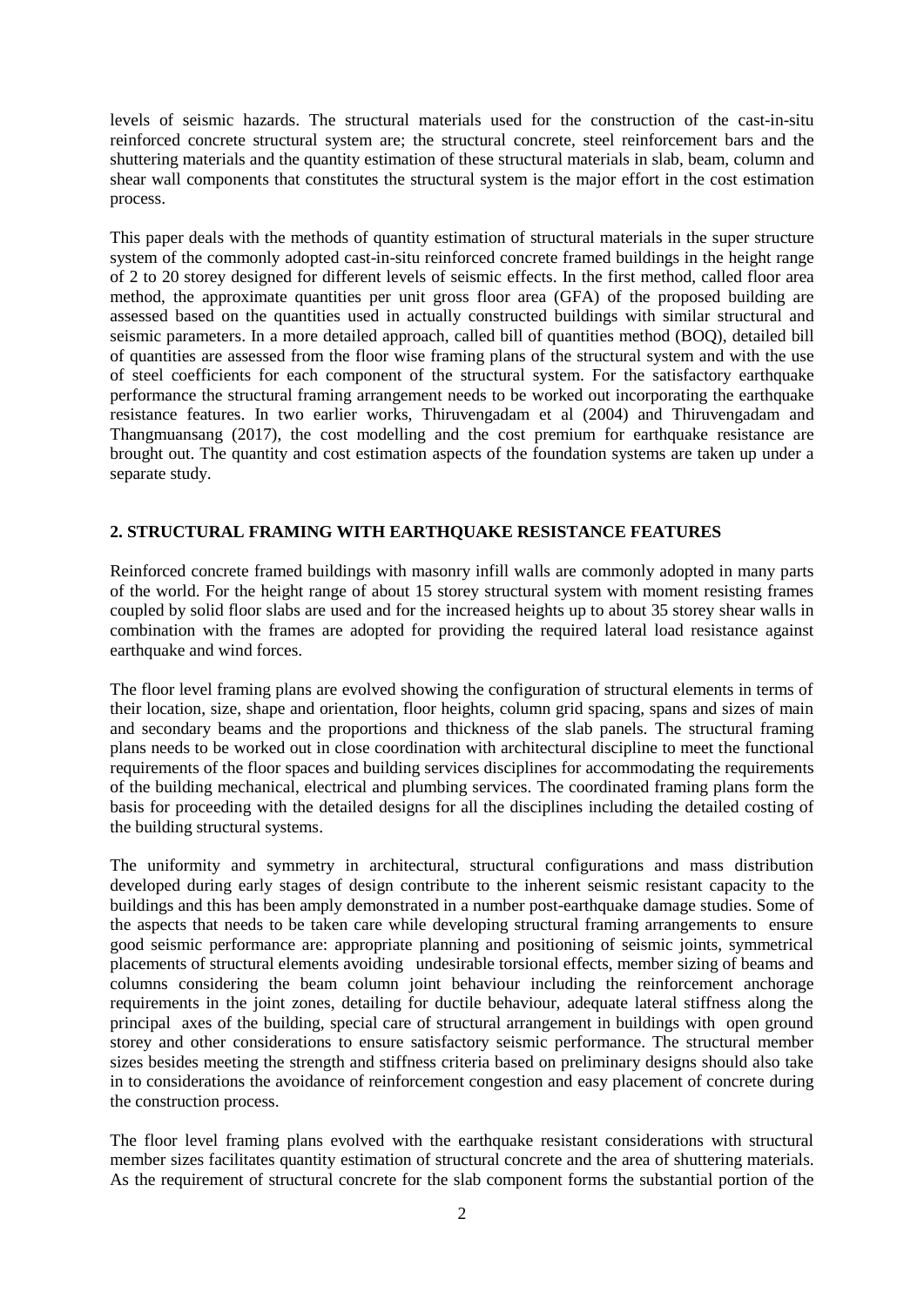levels of seismic hazards. The structural materials used for the construction of the cast-in-situ reinforced concrete structural system are; the structural concrete, steel reinforcement bars and the shuttering materials and the quantity estimation of these structural materials in slab, beam, column and shear wall components that constitutes the structural system is the major effort in the cost estimation process.

This paper deals with the methods of quantity estimation of structural materials in the super structure system of the commonly adopted cast-in-situ reinforced concrete framed buildings in the height range of 2 to 20 storey designed for different levels of seismic effects. In the first method, called floor area method, the approximate quantities per unit gross floor area (GFA) of the proposed building are assessed based on the quantities used in actually constructed buildings with similar structural and seismic parameters. In a more detailed approach, called bill of quantities method (BOQ), detailed bill of quantities are assessed from the floor wise framing plans of the structural system and with the use of steel coefficients for each component of the structural system. For the satisfactory earthquake performance the structural framing arrangement needs to be worked out incorporating the earthquake resistance features. In two earlier works, Thiruvengadam et al (2004) and Thiruvengadam and Thangmuansang (2017), the cost modelling and the cost premium for earthquake resistance are brought out. The quantity and cost estimation aspects of the foundation systems are taken up under a separate study.

## 2. STRUCTURAL FRAMING WITH EARTHQUAKE RESISTANCE FEATURES

Reinforced concrete framed buildings with masonry infill walls are commonly adopted in many parts of the world. For the height range of about 15 storey structural system with moment resisting frames coupled by solid floor slabs are used and for the increased heights up to about 35 storey shear walls in combination with the frames are adopted for providing the required lateral load resistance against earthquake and wind forces.

The floor level framing plans are evolved showing the configuration of structural elements in terms of their location, size, shape and orientation, floor heights, column grid spacing, spans and sizes of main and secondary beams and the proportions and thickness of the slab panels. The structural framing plans needs to be worked out in close coordination with architectural discipline to meet the functional requirements of the floor spaces and building services disciplines for accommodating the requirements of the building mechanical, electrical and plumbing services. The coordinated framing plans form the basis for proceeding with the detailed designs for all the disciplines including the detailed costing of the building structural systems.

The uniformity and symmetry in architectural, structural configurations and mass distribution developed during early stages of design contribute to the inherent seismic resistant capacity to the buildings and this has been amply demonstrated in a number post-earthquake damage studies. Some of the aspects that needs to be taken care while developing structural framing arrangements to ensure good seismic performance are: appropriate planning and positioning of seismic joints, symmetrical placements of structural elements avoiding undesirable torsional effects, member sizing of beams and columns considering the beam column joint behaviour including the reinforcement anchorage requirements in the joint zones, detailing for ductile behaviour, adequate lateral stiffness along the principal axes of the building, special care of structural arrangement in buildings with open ground storey and other considerations to ensure satisfactory seismic performance. The structural member sizes besides meeting the strength and stiffness criteria based on preliminary designs should also take in to considerations the avoidance of reinforcement congestion and easy placement of concrete during the construction process.

The floor level framing plans evolved with the earthquake resistant considerations with structural member sizes facilitates quantity estimation of structural concrete and the area of shuttering materials. As the requirement of structural concrete for the slab component forms the substantial portion of the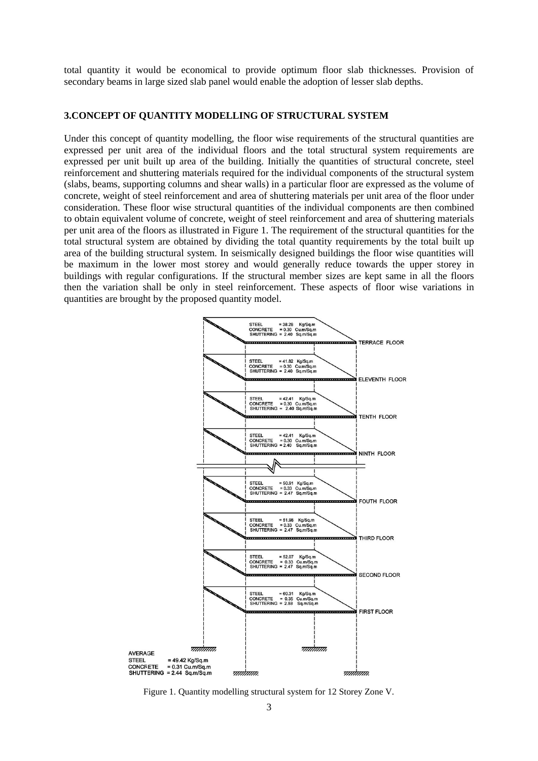total quantity it would be economical to provide optimum floor slab thicknesses. Provision of secondary beams in large sized slab panel would enable the adoption of lesser slab depths.

## 3.CONCEPT OF QUANTITY MODELLING OF STRUCTURAL SYSTEM

Under this concept of quantity modelling, the floor wise requirements of the structural quantities are expressed per unit area of the individual floors and the total structural system requirements are expressed per unit built up area of the building. Initially the quantities of structural concrete, steel reinforcement and shuttering materials required for the individual components of the structural system (slabs, beams, supporting columns and shear walls) in a particular floor are expressed as the volume of concrete, weight of steel reinforcement and area of shuttering materials per unit area of the floor under consideration. These floor wise structural quantities of the individual components are then combined to obtain equivalent volume of concrete, weight of steel reinforcement and area of shuttering materials per unit area of the floors as illustrated in Figure 1. The requirement of the structural quantities for the total structural system are obtained by dividing the total quantity requirements by the total built up area of the building structural system. In seismically designed buildings the floor wise quantities will be maximum in the lower most storey and would generally reduce towards the upper storey in buildings with regular configurations. If the structural member sizes are kept same in all the floors then the variation shall be only in steel reinforcement. These aspects of floor wise variations in quantities are brought by the proposed quantity model.

Figure 1. Quantity modelling structural system for 12 Storey Zone V.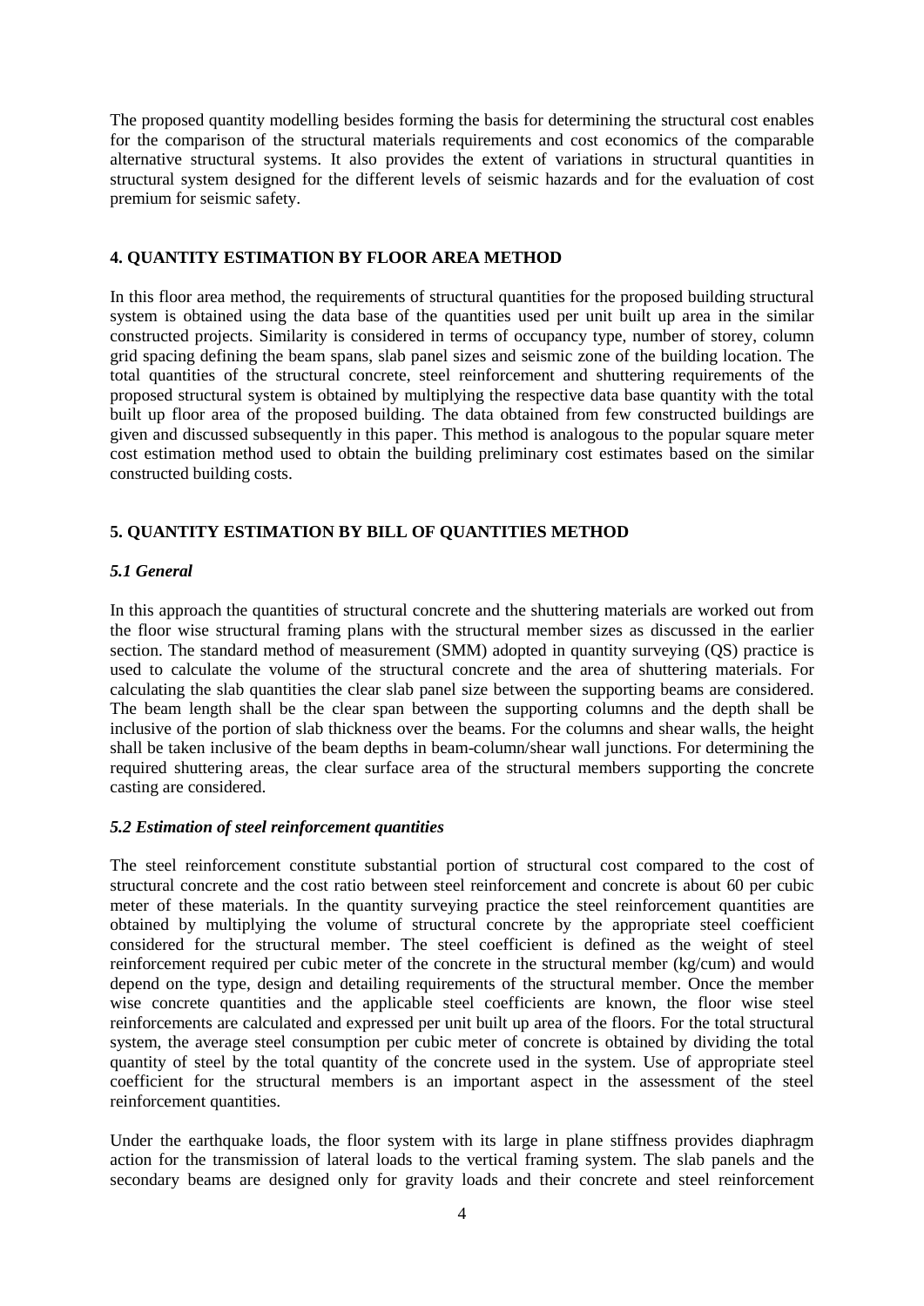The proposed quantity modelling besides forming the basis for determining the structural cost enables for the comparison of the structural materials requirements and cost economics of the comparable alternative structural systems. It also provides the extent of variations in structural quantities in structural system designed for the different levels of seismic hazards and for the evaluation of cost premium for seismic safety.

## 4. QUANTITY ESTIMATION BY FLOOR AREA METHOD

In this floor area method, the requirements of structural quantities for the proposed building structural system is obtained using the data base of the quantities used per unit built up area in the similar constructed projects. Similarity is considered in terms of occupancy type, number of storey, column grid spacing defining the beam spans, slab panel sizes and seismic zone of the building location. The total quantities of the structural concrete, steel reinforcement and shuttering requirements of the proposed structural system is obtained by multiplying the respective data base quantity with the total built up floor area of the proposed building. The data obtained from few constructed buildings are given and discussed subsequently in this paper. This method is analogous to the popular square meter cost estimation method used to obtain the building preliminary cost estimates based on the similar constructed building costs.

## 5. QUANTITY ESTIMATION BY BILL OF QUANTITIES METHOD

### *5.1 General*

In this approach the quantities of structural concrete and the shuttering materials are worked out from the floor wise structural framing plans with the structural member sizes as discussed in the earlier section. The standard method of measurement (SMM) adopted in quantity surveying (QS) practice is used to calculate the volume of the structural concrete and the area of shuttering materials. For calculating the slab quantities the clear slab panel size between the supporting beams are considered. The beam length shall be the clear span between the supporting columns and the depth shall be inclusive of the portion of slab thickness over the beams. For the columns and shear walls, the height shall be taken inclusive of the beam depths in beam-column/shear wall junctions. For determining the required shuttering areas, the clear surface area of the structural members supporting the concrete casting are considered.

### *5.2 Estimation of steel reinforcement quantities*

The steel reinforcement constitute substantial portion of structural cost compared to the cost of structural concrete and the cost ratio between steel reinforcement and concrete is about 60 per cubic meter of these materials. In the quantity surveying practice the steel reinforcement quantities are obtained by multiplying the volume of structural concrete by the appropriate steel coefficient considered for the structural member. The steel coefficient is defined as the weight of steel reinforcement required per cubic meter of the concrete in the structural member (kg/cum) and would depend on the type, design and detailing requirements of the structural member. Once the member wise concrete quantities and the applicable steel coefficients are known, the floor wise steel reinforcements are calculated and expressed per unit built up area of the floors. For the total structural system, the average steel consumption per cubic meter of concrete is obtained by dividing the total quantity of steel by the total quantity of the concrete used in the system. Use of appropriate steel coefficient for the structural members is an important aspect in the assessment of the steel reinforcement quantities.

Under the earthquake loads, the floor system with its large in plane stiffness provides diaphragm action for the transmission of lateral loads to the vertical framing system. The slab panels and the secondary beams are designed only for gravity loads and their concrete and steel reinforcement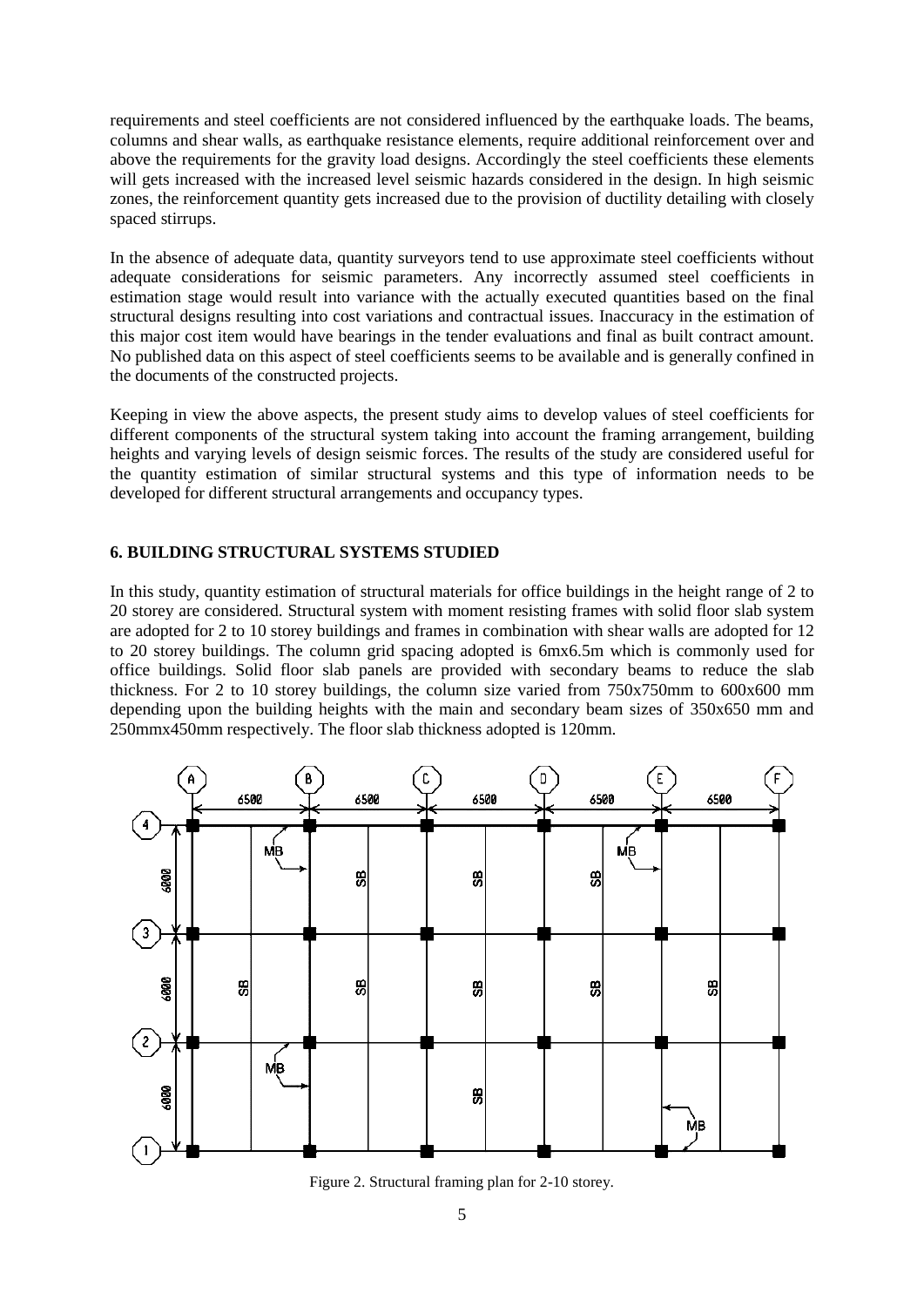requirements and steel coefficients are not considered influenced by the earthquake loads. The beams, columns and shear walls, as earthquake resistance elements, require additional reinforcement over and above the requirements for the gravity load designs. Accordingly the steel coefficients these elements will gets increased with the increased level seismic hazards considered in the design. In high seismic zones, the reinforcement quantity gets increased due to the provision of ductility detailing with closely spaced stirrups.

In the absence of adequate data, quantity surveyors tend to use approximate steel coefficients without adequate considerations for seismic parameters. Any incorrectly assumed steel coefficients in estimation stage would result into variance with the actually executed quantities based on the final structural designs resulting into cost variations and contractual issues. Inaccuracy in the estimation of this major cost item would have bearings in the tender evaluations and final as built contract amount. No published data on this aspect of steel coefficients seems to be available and is generally confined in the documents of the constructed projects.

Keeping in view the above aspects, the present study aims to develop values of steel coefficients for different components of the structural system taking into account the framing arrangement, building heights and varying levels of design seismic forces. The results of the study are considered useful for the quantity estimation of similar structural systems and this type of information needs to be developed for different structural arrangements and occupancy types.

## 6. BUILDING STRUCTURAL SYSTEMS STUDIED

In this study, quantity estimation of structural materials for office buildings in the height range of 2 to 20 storey are considered. Structural system with moment resisting frames with solid floor slab system are adopted for 2 to 10 storey buildings and frames in combination with shear walls are adopted for 12 to 20 storey buildings. The column grid spacing adopted is 6mx6.5m which is commonly used for office buildings. Solid floor slab panels are provided with secondary beams to reduce the slab thickness. For 2 to 10 storey buildings, the column size varied from 750x750mm to 600x600 mm depending upon the building heights with the main and secondary beam sizes of 350x650 mm and 250mmx450mm respectively. The floor slab thickness adopted is 120mm.

Figure 2. Structural framing plan for 2-10 storey.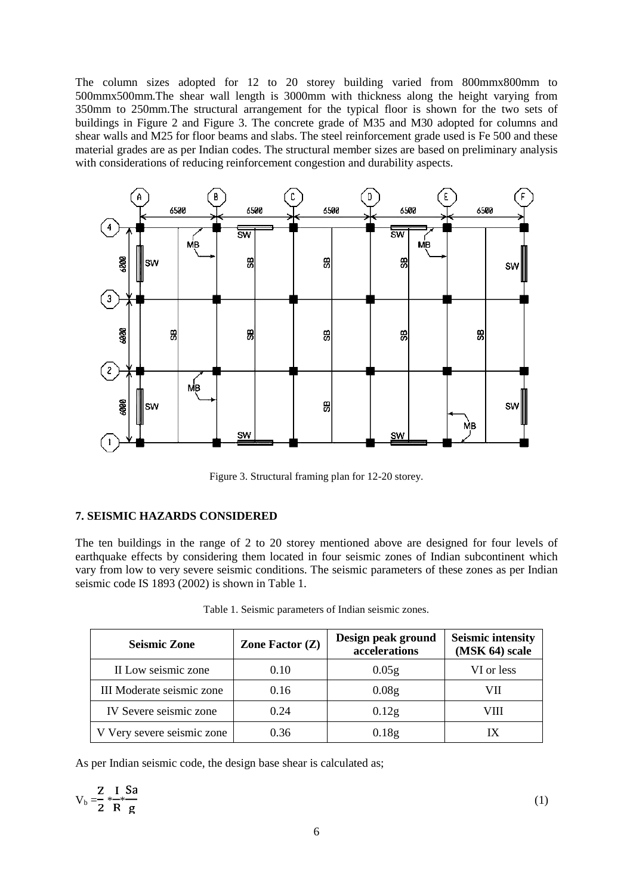The column sizes adopted for 12 to 20 storey building varied from 800mmx800mm to 500mmx500mm.The shear wall length is 3000mm with thickness along the height varying from 350mm to 250mm.The structural arrangement for the typical floor is shown for the two sets of buildings in Figure 2 and Figure 3. The concrete grade of M35 and M30 adopted for columns and shear walls and M25 for floor beams and slabs. The steel reinforcement grade used is Fe 500 and these material grades are as per Indian codes. The structural member sizes are based on preliminary analysis with considerations of reducing reinforcement congestion and durability aspects.

Figure 3. Structural framing plan for 12-20 storey.

## 7. SEISMIC HAZARDS CONSIDERED

The ten buildings in the range of 2 to 20 storey mentioned above are designed for four levels of earthquake effects by considering them located in four seismic zones of Indian subcontinent which vary from low to very severe seismic conditions. The seismic parameters of these zones as per Indian seismic code IS 1893 (2002) is shown in Table 1.

Table 1. Seismic parameters of Indian seismic zones.

| Seismic Zone | Zone Factor (Z) | Design peak ground accelerations | Seismic intensity (MSK 64) scale |
|---|---|---|---|
| II Low seismic zone | 0.10 | 0.05g | VI or less |
| III Moderate seismic zone | 0.16 | 0.08g | VII |
| IV Severe seismic zone | 0.24 | 0.12g | VIII |
| V Very severe seismic zone | 0.36 | 0.18g | IX |

As per Indian seismic code, the design base shear is calculated as;

$$V_b = \frac{Z}{2} * \frac{I}{R} * \frac{Sa}{g} \tag{1}$$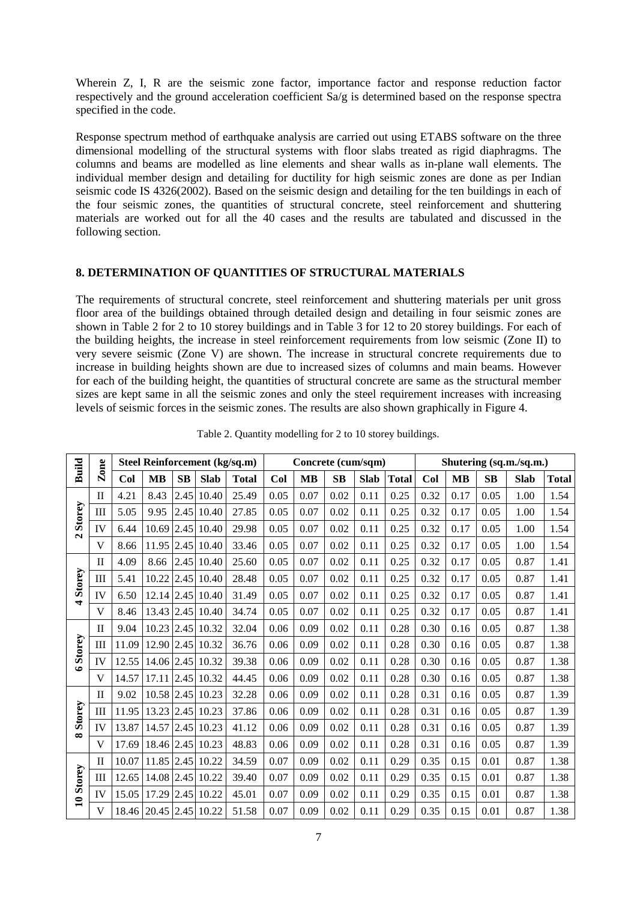Wherein Z, I, R are the seismic zone factor, importance factor and response reduction factor respectively and the ground acceleration coefficient Sa/g is determined based on the response spectra specified in the code.

Response spectrum method of earthquake analysis are carried out using ETABS software on the three dimensional modelling of the structural systems with floor slabs treated as rigid diaphragms. The columns and beams are modelled as line elements and shear walls as in-plane wall elements. The individual member design and detailing for ductility for high seismic zones are done as per Indian seismic code IS 4326(2002). Based on the seismic design and detailing for the ten buildings in each of the four seismic zones, the quantities of structural concrete, steel reinforcement and shuttering materials are worked out for all the 40 cases and the results are tabulated and discussed in the following section.

## 8. DETERMINATION OF QUANTITIES OF STRUCTURAL MATERIALS

The requirements of structural concrete, steel reinforcement and shuttering materials per unit gross floor area of the buildings obtained through detailed design and detailing in four seismic zones are shown in Table 2 for 2 to 10 storey buildings and in Table 3 for 12 to 20 storey buildings. For each of the building heights, the increase in steel reinforcement requirements from low seismic (Zone II) to very severe seismic (Zone V) are shown. The increase in structural concrete requirements due to increase in building heights shown are due to increased sizes of columns and main beams. However for each of the building height, the quantities of structural concrete are same as the structural member sizes are kept same in all the seismic zones and only the steel requirement increases with increasing levels of seismic forces in the seismic zones. The results are also shown graphically in Figure 4.

Table 2. Quantity modelling for 2 to 10 storey buildings.

| Build | Zone | Steel Reinforcement (kg/sq.m) | | | | | Concrete (cum/sqm) | | | | | Shutering (sq.m./sq.m.) | | | | |
|---|---|---|---|---|---|---|---|---|---|---|---|---|---|---|---|---|
| | | Col | MB | SB | Slab | Total | Col | MB | SB | Slab | Total | Col | MB | SB | Slab | Total |
| 2 Storey | II | 4.21 | 8.43 | 2.45 | 10.40 | 25.49 | 0.05 | 0.07 | 0.02 | 0.11 | 0.25 | 0.32 | 0.17 | 0.05 | 1.00 | 1.54 |
| | III | 5.05 | 9.95 | 2.45 | 10.40 | 27.85 | 0.05 | 0.07 | 0.02 | 0.11 | 0.25 | 0.32 | 0.17 | 0.05 | 1.00 | 1.54 |
| | IV | 6.44 | 10.69 | 2.45 | 10.40 | 29.98 | 0.05 | 0.07 | 0.02 | 0.11 | 0.25 | 0.32 | 0.17 | 0.05 | 1.00 | 1.54 |
| | V | 8.66 | 11.95 | 2.45 | 10.40 | 33.46 | 0.05 | 0.07 | 0.02 | 0.11 | 0.25 | 0.32 | 0.17 | 0.05 | 1.00 | 1.54 |
| 4 Storey | II | 4.09 | 8.66 | 2.45 | 10.40 | 25.60 | 0.05 | 0.07 | 0.02 | 0.11 | 0.25 | 0.32 | 0.17 | 0.05 | 0.87 | 1.41 |
| | III | 5.41 | 10.22 | 2.45 | 10.40 | 28.48 | 0.05 | 0.07 | 0.02 | 0.11 | 0.25 | 0.32 | 0.17 | 0.05 | 0.87 | 1.41 |
| | IV | 6.50 | 12.14 | 2.45 | 10.40 | 31.49 | 0.05 | 0.07 | 0.02 | 0.11 | 0.25 | 0.32 | 0.17 | 0.05 | 0.87 | 1.41 |
| | V | 8.46 | 13.43 | 2.45 | 10.40 | 34.74 | 0.05 | 0.07 | 0.02 | 0.11 | 0.25 | 0.32 | 0.17 | 0.05 | 0.87 | 1.41 |
| 6 Storey | II | 9.04 | 10.23 | 2.45 | 10.32 | 32.04 | 0.06 | 0.09 | 0.02 | 0.11 | 0.28 | 0.30 | 0.16 | 0.05 | 0.87 | 1.38 |
| | III | 11.09 | 12.90 | 2.45 | 10.32 | 36.76 | 0.06 | 0.09 | 0.02 | 0.11 | 0.28 | 0.30 | 0.16 | 0.05 | 0.87 | 1.38 |
| | IV | 12.55 | 14.06 | 2.45 | 10.32 | 39.38 | 0.06 | 0.09 | 0.02 | 0.11 | 0.28 | 0.30 | 0.16 | 0.05 | 0.87 | 1.38 |
| | V | 14.57 | 17.11 | 2.45 | 10.32 | 44.45 | 0.06 | 0.09 | 0.02 | 0.11 | 0.28 | 0.30 | 0.16 | 0.05 | 0.87 | 1.38 |
| 8 Storey | II | 9.02 | 10.58 | 2.45 | 10.23 | 32.28 | 0.06 | 0.09 | 0.02 | 0.11 | 0.28 | 0.31 | 0.16 | 0.05 | 0.87 | 1.39 |
| | III | 11.95 | 13.23 | 2.45 | 10.23 | 37.86 | 0.06 | 0.09 | 0.02 | 0.11 | 0.28 | 0.31 | 0.16 | 0.05 | 0.87 | 1.39 |
| | IV | 13.87 | 14.57 | 2.45 | 10.23 | 41.12 | 0.06 | 0.09 | 0.02 | 0.11 | 0.28 | 0.31 | 0.16 | 0.05 | 0.87 | 1.39 |
| | V | 17.69 | 18.46 | 2.45 | 10.23 | 48.83 | 0.06 | 0.09 | 0.02 | 0.11 | 0.28 | 0.31 | 0.16 | 0.05 | 0.87 | 1.39 |
| 10 Storey | II | 10.07 | 11.85 | 2.45 | 10.22 | 34.59 | 0.07 | 0.09 | 0.02 | 0.11 | 0.29 | 0.35 | 0.15 | 0.01 | 0.87 | 1.38 |
| | III | 12.65 | 14.08 | 2.45 | 10.22 | 39.40 | 0.07 | 0.09 | 0.02 | 0.11 | 0.29 | 0.35 | 0.15 | 0.01 | 0.87 | 1.38 |
| | IV | 15.05 | 17.29 | 2.45 | 10.22 | 45.01 | 0.07 | 0.09 | 0.02 | 0.11 | 0.29 | 0.35 | 0.15 | 0.01 | 0.87 | 1.38 |
| | V | 18.46 | 20.45 | 2.45 | 10.22 | 51.58 | 0.07 | 0.09 | 0.02 | 0.11 | 0.29 | 0.35 | 0.15 | 0.01 | 0.87 | 1.38 |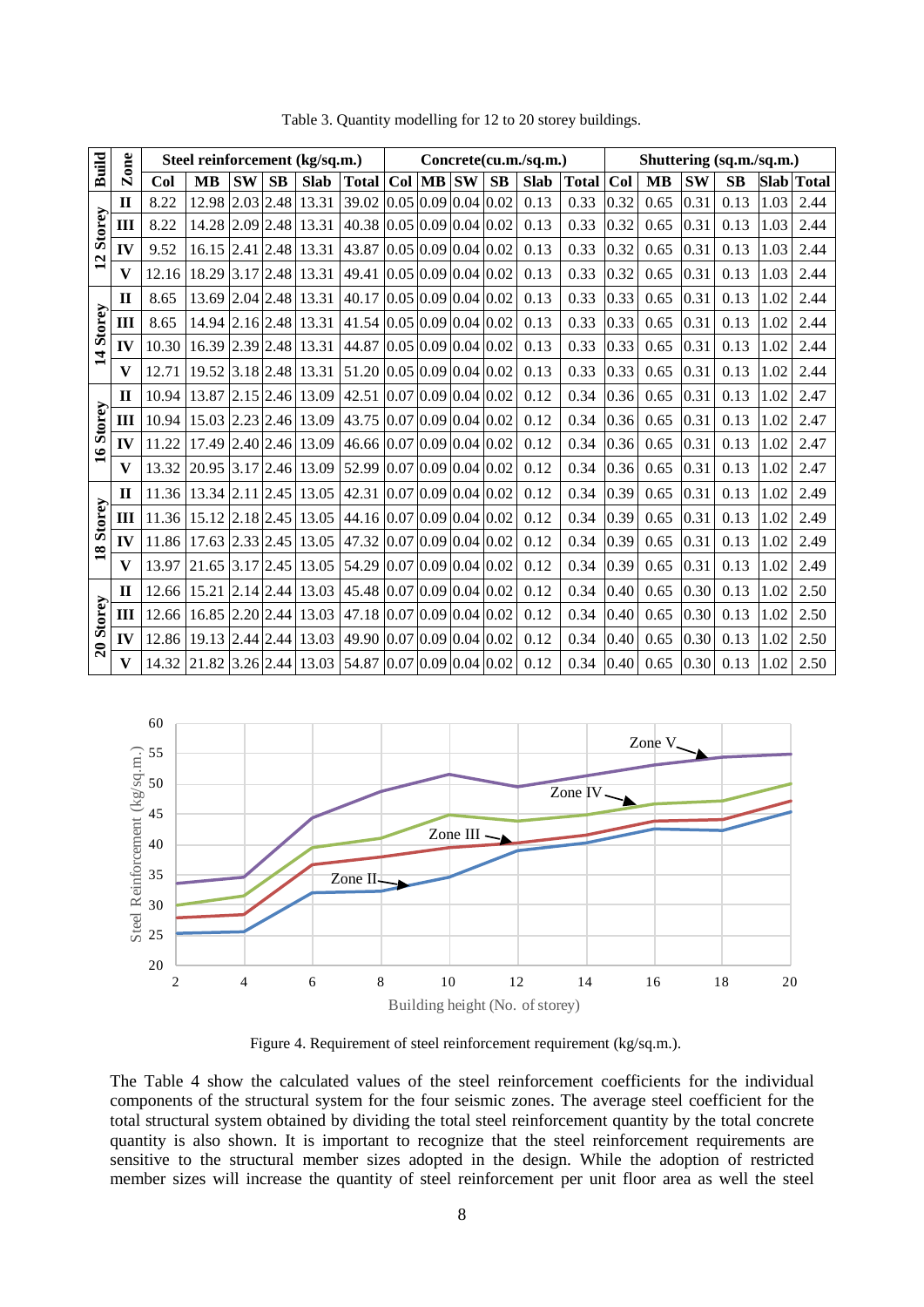Table 3. Quantity modelling for 12 to 20 storey buildings.

| Build | Zone | Steel reinforcement (kg/sq.m.) | | | | | | Concrete(cu.m./sq.m.) | | | | | | Shuttering (sq.m./sq.m.) | | | | | |
|---|---|---|---|---|---|---|---|---|---|---|---|---|---|---|---|---|---|---|---|
| | | Col | MB | SW | SB | Slab | Total | Col | MB | SW | SB | Slab | Total | Col | MB | SW | SB | Slab | Total |
| 12 Storey | II | 8.22 | 12.98 | 2.03 | 2.48 | 13.31 | 39.02 | 0.05 | 0.09 | 0.04 | 0.02 | 0.13 | 0.33 | 0.32 | 0.65 | 0.31 | 0.13 | 1.03 | 2.44 |
| | III | 8.22 | 14.28 | 2.09 | 2.48 | 13.31 | 40.38 | 0.05 | 0.09 | 0.04 | 0.02 | 0.13 | 0.33 | 0.32 | 0.65 | 0.31 | 0.13 | 1.03 | 2.44 |
| | IV | 9.52 | 16.15 | 2.41 | 2.48 | 13.31 | 43.87 | 0.05 | 0.09 | 0.04 | 0.02 | 0.13 | 0.33 | 0.32 | 0.65 | 0.31 | 0.13 | 1.03 | 2.44 |
| | V | 12.16 | 18.29 | 3.17 | 2.48 | 13.31 | 49.41 | 0.05 | 0.09 | 0.04 | 0.02 | 0.13 | 0.33 | 0.32 | 0.65 | 0.31 | 0.13 | 1.03 | 2.44 |
| 14 Storey | II | 8.65 | 13.69 | 2.04 | 2.48 | 13.31 | 40.17 | 0.05 | 0.09 | 0.04 | 0.02 | 0.13 | 0.33 | 0.33 | 0.65 | 0.31 | 0.13 | 1.02 | 2.44 |
| | III | 8.65 | 14.94 | 2.16 | 2.48 | 13.31 | 41.54 | 0.05 | 0.09 | 0.04 | 0.02 | 0.13 | 0.33 | 0.33 | 0.65 | 0.31 | 0.13 | 1.02 | 2.44 |
| | IV | 10.30 | 16.39 | 2.39 | 2.48 | 13.31 | 44.87 | 0.05 | 0.09 | 0.04 | 0.02 | 0.13 | 0.33 | 0.33 | 0.65 | 0.31 | 0.13 | 1.02 | 2.44 |
| | V | 12.71 | 19.52 | 3.18 | 2.48 | 13.31 | 51.20 | 0.05 | 0.09 | 0.04 | 0.02 | 0.13 | 0.33 | 0.33 | 0.65 | 0.31 | 0.13 | 1.02 | 2.44 |
| 16 Storey | II | 10.94 | 13.87 | 2.15 | 2.46 | 13.09 | 42.51 | 0.07 | 0.09 | 0.04 | 0.02 | 0.12 | 0.34 | 0.36 | 0.65 | 0.31 | 0.13 | 1.02 | 2.47 |
| | III | 10.94 | 15.03 | 2.23 | 2.46 | 13.09 | 43.75 | 0.07 | 0.09 | 0.04 | 0.02 | 0.12 | 0.34 | 0.36 | 0.65 | 0.31 | 0.13 | 1.02 | 2.47 |
| | IV | 11.22 | 17.49 | 2.40 | 2.46 | 13.09 | 46.66 | 0.07 | 0.09 | 0.04 | 0.02 | 0.12 | 0.34 | 0.36 | 0.65 | 0.31 | 0.13 | 1.02 | 2.47 |
| | V | 13.32 | 20.95 | 3.17 | 2.46 | 13.09 | 52.99 | 0.07 | 0.09 | 0.04 | 0.02 | 0.12 | 0.34 | 0.36 | 0.65 | 0.31 | 0.13 | 1.02 | 2.47 |
| 18 Storey | II | 11.36 | 13.34 | 2.11 | 2.45 | 13.05 | 42.31 | 0.07 | 0.09 | 0.04 | 0.02 | 0.12 | 0.34 | 0.39 | 0.65 | 0.31 | 0.13 | 1.02 | 2.49 |
| | III | 11.36 | 15.12 | 2.18 | 2.45 | 13.05 | 44.16 | 0.07 | 0.09 | 0.04 | 0.02 | 0.12 | 0.34 | 0.39 | 0.65 | 0.31 | 0.13 | 1.02 | 2.49 |
| | IV | 11.86 | 17.63 | 2.33 | 2.45 | 13.05 | 47.32 | 0.07 | 0.09 | 0.04 | 0.02 | 0.12 | 0.34 | 0.39 | 0.65 | 0.31 | 0.13 | 1.02 | 2.49 |
| | V | 13.97 | 21.65 | 3.17 | 2.45 | 13.05 | 54.29 | 0.07 | 0.09 | 0.04 | 0.02 | 0.12 | 0.34 | 0.39 | 0.65 | 0.31 | 0.13 | 1.02 | 2.49 |
| 20 Storey | II | 12.66 | 15.21 | 2.14 | 2.44 | 13.03 | 45.48 | 0.07 | 0.09 | 0.04 | 0.02 | 0.12 | 0.34 | 0.40 | 0.65 | 0.30 | 0.13 | 1.02 | 2.50 |
| | III | 12.66 | 16.85 | 2.20 | 2.44 | 13.03 | 47.18 | 0.07 | 0.09 | 0.04 | 0.02 | 0.12 | 0.34 | 0.40 | 0.65 | 0.30 | 0.13 | 1.02 | 2.50 |
| | IV | 12.86 | 19.13 | 2.44 | 2.44 | 13.03 | 49.90 | 0.07 | 0.09 | 0.04 | 0.02 | 0.12 | 0.34 | 0.40 | 0.65 | 0.30 | 0.13 | 1.02 | 2.50 |
| | V | 14.32 | 21.82 | 3.26 | 2.44 | 13.03 | 54.87 | 0.07 | 0.09 | 0.04 | 0.02 | 0.12 | 0.34 | 0.40 | 0.65 | 0.30 | 0.13 | 1.02 | 2.50 |

Figure 4. Requirement of steel reinforcement requirement (kg/sq.m.).

The Table 4 show the calculated values of the steel reinforcement coefficients for the individual components of the structural system for the four seismic zones. The average steel coefficient for the total structural system obtained by dividing the total steel reinforcement quantity by the total concrete quantity is also shown. It is important to recognize that the steel reinforcement requirements are sensitive to the structural member sizes adopted in the design. While the adoption of restricted member sizes will increase the quantity of steel reinforcement per unit floor area as well the steel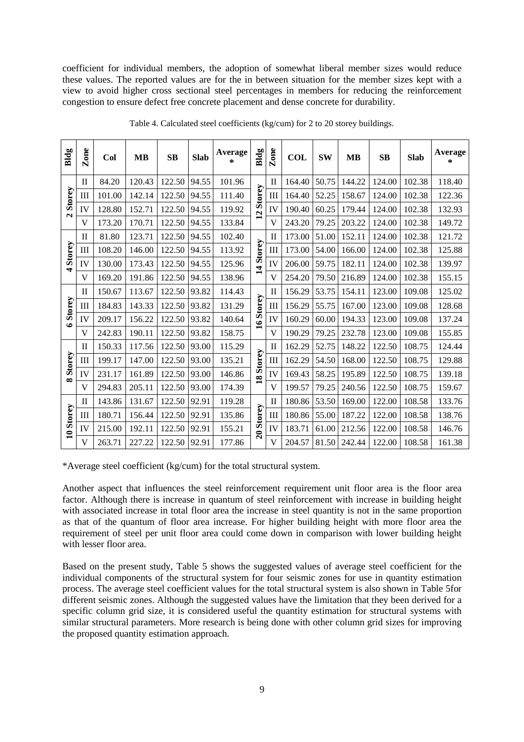coefficient for individual members, the adoption of somewhat liberal member sizes would reduce these values. The reported values are for the in between situation for the member sizes kept with a view to avoid higher cross sectional steel percentages in members for reducing the reinforcement congestion to ensure defect free concrete placement and dense concrete for durability.

Table 4. Calculated steel coefficients (kg/cum) for 2 to 20 storey buildings.

| Bldg | Zone | Col | MB | SB | Slab | Average * | Bldg | Zone | COL | SW | MB | SB | Slab | Average * |
|---|---|---|---|---|---|---|---|---|---|---|---|---|---|---|
| 2 Storey | II | 84.20 | 120.43 | 122.50 | 94.55 | 101.96 | 12 Storey | II | 164.40 | 50.75 | 144.22 | 124.00 | 102.38 | 118.40 |
| | III | 101.00 | 142.14 | 122.50 | 94.55 | 111.40 | | III | 164.40 | 52.25 | 158.67 | 124.00 | 102.38 | 122.36 |
| | IV | 128.80 | 152.71 | 122.50 | 94.55 | 119.92 | | IV | 190.40 | 60.25 | 179.44 | 124.00 | 102.38 | 132.93 |
| | V | 173.20 | 170.71 | 122.50 | 94.55 | 133.84 | | V | 243.20 | 79.25 | 203.22 | 124.00 | 102.38 | 149.72 |
| 4 Storey | II | 81.80 | 123.71 | 122.50 | 94.55 | 102.40 | 14 Storey | II | 173.00 | 51.00 | 152.11 | 124.00 | 102.38 | 121.72 |
| | III | 108.20 | 146.00 | 122.50 | 94.55 | 113.92 | | III | 173.00 | 54.00 | 166.00 | 124.00 | 102.38 | 125.88 |
| | IV | 130.00 | 173.43 | 122.50 | 94.55 | 125.96 | | IV | 206.00 | 59.75 | 182.11 | 124.00 | 102.38 | 139.97 |
| | V | 169.20 | 191.86 | 122.50 | 94.55 | 138.96 | | V | 254.20 | 79.50 | 216.89 | 124.00 | 102.38 | 155.15 |
| 6 Storey | II | 150.67 | 113.67 | 122.50 | 93.82 | 114.43 | 16 Storey | II | 156.29 | 53.75 | 154.11 | 123.00 | 109.08 | 125.02 |
| | III | 184.83 | 143.33 | 122.50 | 93.82 | 131.29 | | III | 156.29 | 55.75 | 167.00 | 123.00 | 109.08 | 128.68 |
| | IV | 209.17 | 156.22 | 122.50 | 93.82 | 140.64 | | IV | 160.29 | 60.00 | 194.33 | 123.00 | 109.08 | 137.24 |
| | V | 242.83 | 190.11 | 122.50 | 93.82 | 158.75 | | V | 190.29 | 79.25 | 232.78 | 123.00 | 109.08 | 155.85 |
| 8 Storey | II | 150.33 | 117.56 | 122.50 | 93.00 | 115.29 | 18 Storey | II | 162.29 | 52.75 | 148.22 | 122.50 | 108.75 | 124.44 |
| | III | 199.17 | 147.00 | 122.50 | 93.00 | 135.21 | | III | 162.29 | 54.50 | 168.00 | 122.50 | 108.75 | 129.88 |
| | IV | 231.17 | 161.89 | 122.50 | 93.00 | 146.86 | | IV | 169.43 | 58.25 | 195.89 | 122.50 | 108.75 | 139.18 |
| | V | 294.83 | 205.11 | 122.50 | 93.00 | 174.39 | | V | 199.57 | 79.25 | 240.56 | 122.50 | 108.75 | 159.67 |
| 10 Storey | II | 143.86 | 131.67 | 122.50 | 92.91 | 119.28 | 20 Storey | II | 180.86 | 53.50 | 169.00 | 122.00 | 108.58 | 133.76 |
| | III | 180.71 | 156.44 | 122.50 | 92.91 | 135.86 | | III | 180.86 | 55.00 | 187.22 | 122.00 | 108.58 | 138.76 |
| | IV | 215.00 | 192.11 | 122.50 | 92.91 | 155.21 | | IV | 183.71 | 61.00 | 212.56 | 122.00 | 108.58 | 146.76 |
| | V | 263.71 | 227.22 | 122.50 | 92.91 | 177.86 | | V | 204.57 | 81.50 | 242.44 | 122.00 | 108.58 | 161.38 |

*Average steel coefficient (kg/cum) for the total structural system.

Another aspect that influences the steel reinforcement requirement unit floor area is the floor area factor. Although there is increase in quantum of steel reinforcement with increase in building height with associated increase in total floor area the increase in steel quantity is not in the same proportion as that of the quantum of floor area increase. For higher building height with more floor area the requirement of steel per unit floor area could come down in comparison with lower building height with lesser floor area.

Based on the present study, Table 5 shows the suggested values of average steel coefficient for the individual components of the structural system for four seismic zones for use in quantity estimation process. The average steel coefficient values for the total structural system is also shown in Table 5for different seismic zones. Although the suggested values have the limitation that they been derived for a specific column grid size, it is considered useful the quantity estimation for structural systems with similar structural parameters. More research is being done with other column grid sizes for improving the proposed quantity estimation approach.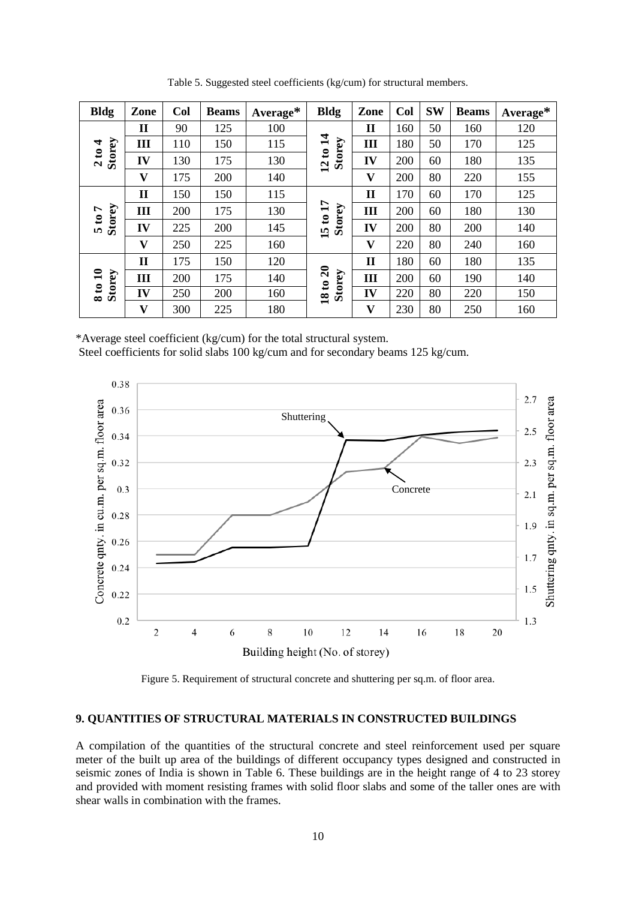Table 5. Suggested steel coefficients (kg/cum) for structural members.

| Bldg | Zone | Col | Beams | Average* | Bldg | Zone | Col | SW | Beams | Average* |
|---|---|---|---|---|---|---|---|---|---|---|
| 2 to 4 Storey | II | 90 | 125 | 100 | 12 to 14 Storey | II | 160 | 50 | 160 | 120 |
| | III | 110 | 150 | 115 | | III | 180 | 50 | 170 | 125 |
| | IV | 130 | 175 | 130 | | IV | 200 | 60 | 180 | 135 |
| | V | 175 | 200 | 140 | | V | 200 | 80 | 220 | 155 |
| 5 to 7 Storey | II | 150 | 150 | 115 | 15 to 17 Storey | II | 170 | 60 | 170 | 125 |
| | III | 200 | 175 | 130 | | III | 200 | 60 | 180 | 130 |
| | IV | 225 | 200 | 145 | | IV | 200 | 80 | 200 | 140 |
| | V | 250 | 225 | 160 | | V | 220 | 80 | 240 | 160 |
| 8 to 10 Storey | II | 175 | 150 | 120 | 18 to 20 Storey | II | 180 | 60 | 180 | 135 |
| | III | 200 | 175 | 140 | | III | 200 | 60 | 190 | 140 |
| | IV | 250 | 200 | 160 | | IV | 220 | 80 | 220 | 150 |
| | V | 300 | 225 | 180 | | V | 230 | 80 | 250 | 160 |

*Average steel coefficient (kg/cum) for the total structural system.
Steel coefficients for solid slabs 100 kg/cum and for secondary beams 125 kg/cum.

Figure 5. Requirement of structural concrete and shuttering per sq.m. of floor area.

## 9. QUANTITIES OF STRUCTURAL MATERIALS IN CONSTRUCTED BUILDINGS

A compilation of the quantities of the structural concrete and steel reinforcement used per square meter of the built up area of the buildings of different occupancy types designed and constructed in seismic zones of India is shown in Table 6. These buildings are in the height range of 4 to 23 storey and provided with moment resisting frames with solid floor slabs and some of the taller ones are with shear walls in combination with the frames.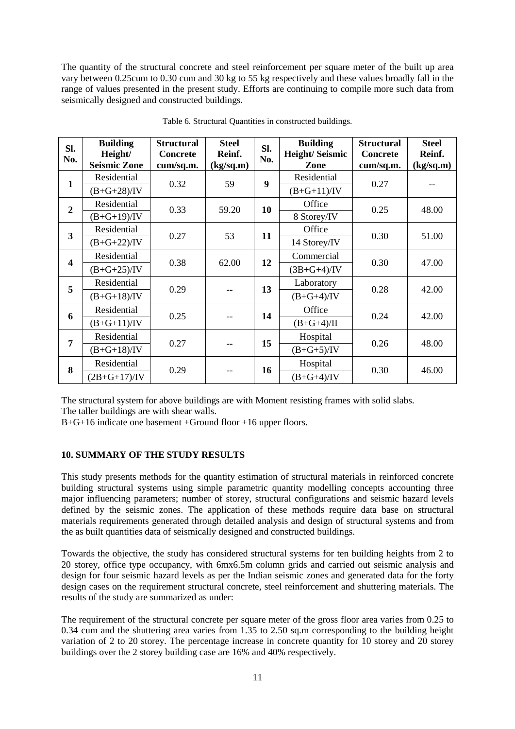The quantity of the structural concrete and steel reinforcement per square meter of the built up area vary between 0.25cum to 0.30 cum and 30 kg to 55 kg respectively and these values broadly fall in the range of values presented in the present study. Efforts are continuing to compile more such data from seismically designed and constructed buildings.

Table 6. Structural Quantities in constructed buildings.

| Sl. No. | Building Height/ Seismic Zone | Structural Concrete cum/sq.m. | Steel Reinf. (kg/sq.m) | Sl. No. | Building Height/ Seismic Zone | Structural Concrete cum/sq.m. | Steel Reinf. (kg/sq.m) |
|---|---|---|---|---|---|---|---|
| 1 | Residential (B+G+28)/IV | 0.32 | 59 | 9 | Residential (B+G+11)/IV | 0.27 | -- |
| 2 | Residential (B+G+19)/IV | 0.33 | 59.20 | 10 | Office 8 Storey/IV | 0.25 | 48.00 |
| 3 | Residential (B+G+22)/IV | 0.27 | 53 | 11 | Office 14 Storey/IV | 0.30 | 51.00 |
| 4 | Residential (B+G+25)/IV | 0.38 | 62.00 | 12 | Commercial (3B+G+4)/IV | 0.30 | 47.00 |
| 5 | Residential (B+G+18)/IV | 0.29 | -- | 13 | Laboratory (B+G+4)/IV | 0.28 | 42.00 |
| 6 | Residential (B+G+11)/IV | 0.25 | -- | 14 | Office (B+G+4)/II | 0.24 | 42.00 |
| 7 | Residential (B+G+18)/IV | 0.27 | -- | 15 | Hospital (B+G+5)/IV | 0.26 | 48.00 |
| 8 | Residential (2B+G+17)/IV | 0.29 | -- | 16 | Hospital (B+G+4)/IV | 0.30 | 46.00 |

The structural system for above buildings are with Moment resisting frames with solid slabs.
The taller buildings are with shear walls.
B+G+16 indicate one basement +Ground floor +16 upper floors.

## 10. SUMMARY OF THE STUDY RESULTS

This study presents methods for the quantity estimation of structural materials in reinforced concrete building structural systems using simple parametric quantity modelling concepts accounting three major influencing parameters; number of storey, structural configurations and seismic hazard levels defined by the seismic zones. The application of these methods require data base on structural materials requirements generated through detailed analysis and design of structural systems and from the as built quantities data of seismically designed and constructed buildings.

Towards the objective, the study has considered structural systems for ten building heights from 2 to 20 storey, office type occupancy, with 6mx6.5m column grids and carried out seismic analysis and design for four seismic hazard levels as per the Indian seismic zones and generated data for the forty design cases on the requirement structural concrete, steel reinforcement and shuttering materials. The results of the study are summarized as under:

The requirement of the structural concrete per square meter of the gross floor area varies from 0.25 to 0.34 cum and the shuttering area varies from 1.35 to 2.50 sq.m corresponding to the building height variation of 2 to 20 storey. The percentage increase in concrete quantity for 10 storey and 20 storey buildings over the 2 storey building case are 16% and 40% respectively.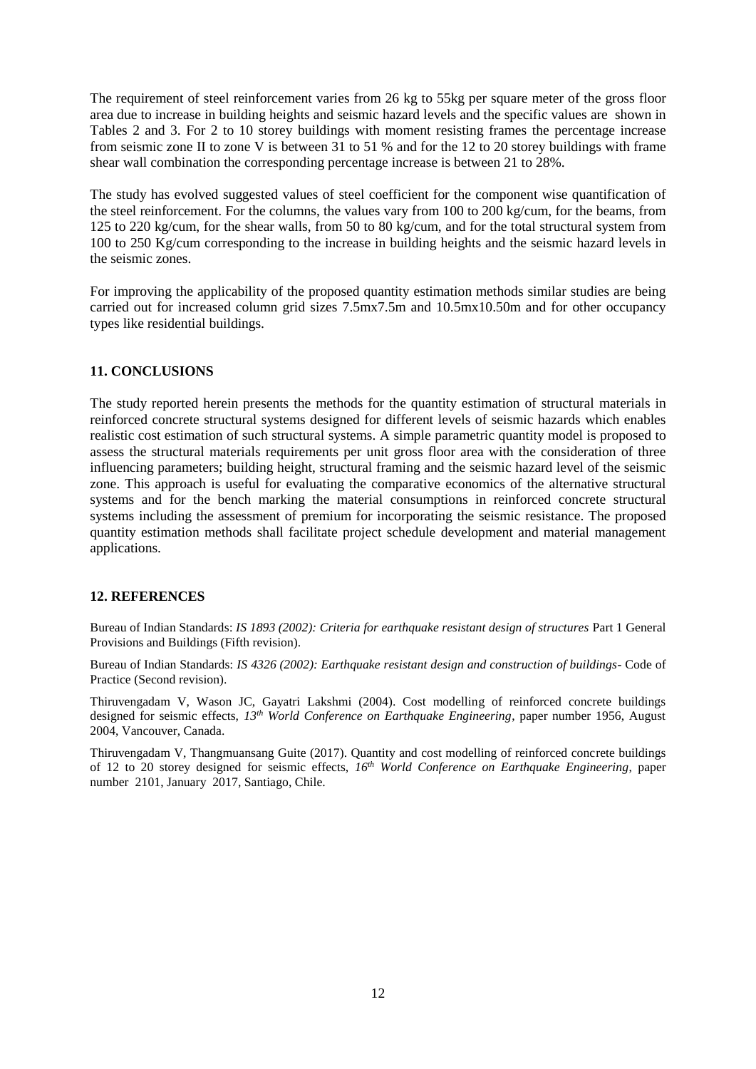The requirement of steel reinforcement varies from 26 kg to 55kg per square meter of the gross floor area due to increase in building heights and seismic hazard levels and the specific values are shown in Tables 2 and 3. For 2 to 10 storey buildings with moment resisting frames the percentage increase from seismic zone II to zone V is between 31 to 51 % and for the 12 to 20 storey buildings with frame shear wall combination the corresponding percentage increase is between 21 to 28%.

The study has evolved suggested values of steel coefficient for the component wise quantification of the steel reinforcement. For the columns, the values vary from 100 to 200 kg/cum, for the beams, from 125 to 220 kg/cum, for the shear walls, from 50 to 80 kg/cum, and for the total structural system from 100 to 250 Kg/cum corresponding to the increase in building heights and the seismic hazard levels in the seismic zones.

For improving the applicability of the proposed quantity estimation methods similar studies are being carried out for increased column grid sizes 7.5mx7.5m and 10.5mx10.50m and for other occupancy types like residential buildings.

## 11. CONCLUSIONS

The study reported herein presents the methods for the quantity estimation of structural materials in reinforced concrete structural systems designed for different levels of seismic hazards which enables realistic cost estimation of such structural systems. A simple parametric quantity model is proposed to assess the structural materials requirements per unit gross floor area with the consideration of three influencing parameters; building height, structural framing and the seismic hazard level of the seismic zone. This approach is useful for evaluating the comparative economics of the alternative structural systems and for the bench marking the material consumptions in reinforced concrete structural systems including the assessment of premium for incorporating the seismic resistance. The proposed quantity estimation methods shall facilitate project schedule development and material management applications.

## 12. REFERENCES

Bureau of Indian Standards: *IS 1893 (2002): Criteria for earthquake resistant design of structures* Part 1 General Provisions and Buildings (Fifth revision).

Bureau of Indian Standards: *IS 4326 (2002): Earthquake resistant design and construction of buildings-* Code of Practice (Second revision).

Thiruvengadam V, Wason JC, Gayatri Lakshmi (2004). Cost modelling of reinforced concrete buildings designed for seismic effects, *13th World Conference on Earthquake Engineering*, paper number 1956, August 2004, Vancouver, Canada.

Thiruvengadam V, Thangmuansang Guite (2017). Quantity and cost modelling of reinforced concrete buildings of 12 to 20 storey designed for seismic effects, *16th World Conference on Earthquake Engineering*, paper number 2101, January 2017, Santiago, Chile.